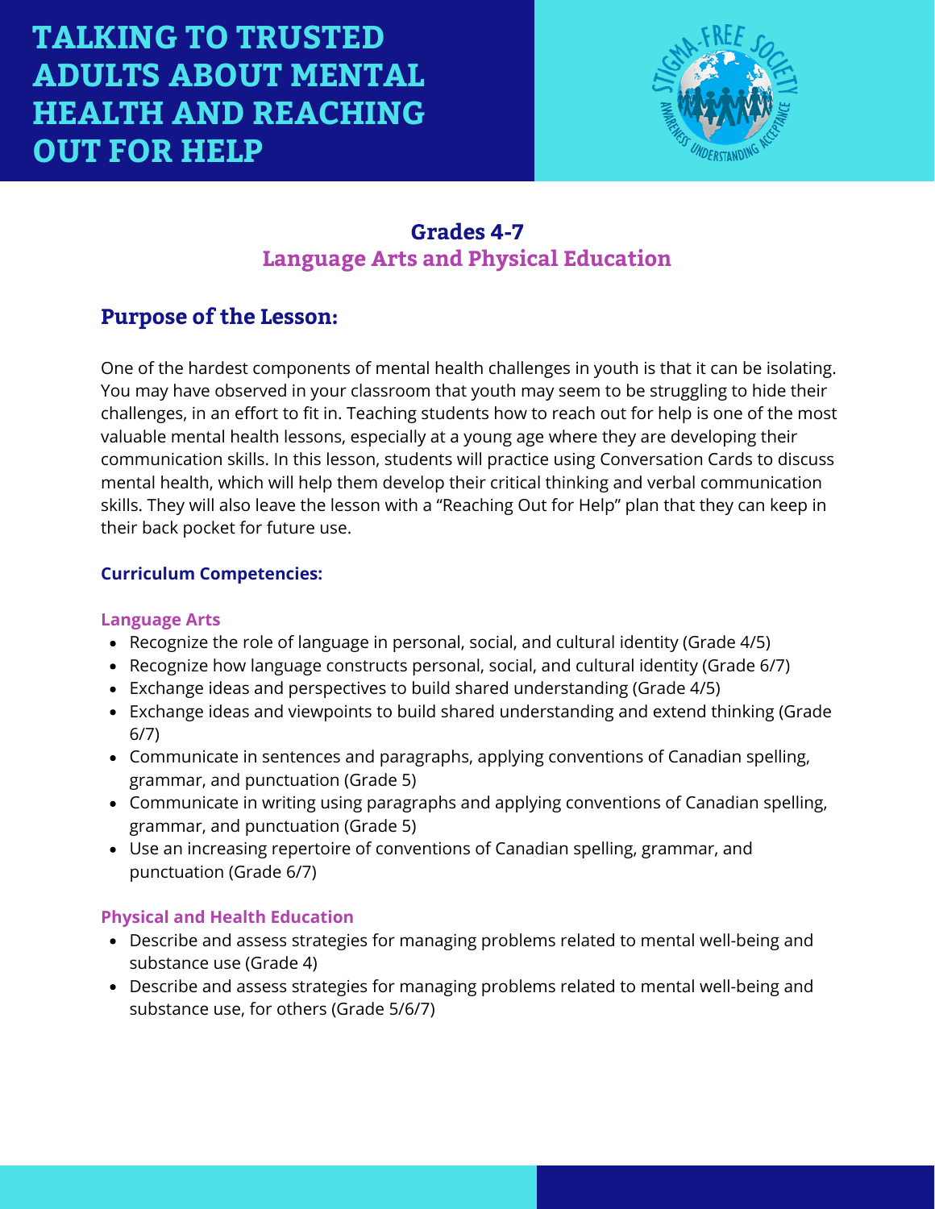# TALKING TO TRUSTED ADULTS ABOUT MENTAL HEALTH AND REACHING OUT FOR HELP

### Grades 4-7
### Language Arts and Physical Education

## Purpose of the Lesson:

One of the hardest components of mental health challenges in youth is that it can be isolating. You may have observed in your classroom that youth may seem to be struggling to hide their challenges, in an effort to fit in. Teaching students how to reach out for help is one of the most valuable mental health lessons, especially at a young age where they are developing their communication skills. In this lesson, students will practice using Conversation Cards to discuss mental health, which will help them develop their critical thinking and verbal communication skills. They will also leave the lesson with a "Reaching Out for Help" plan that they can keep in their back pocket for future use.

**Curriculum Competencies:**

**Language Arts**

- Recognize the role of language in personal, social, and cultural identity (Grade 4/5)
- Recognize how language constructs personal, social, and cultural identity (Grade 6/7)
- Exchange ideas and perspectives to build shared understanding (Grade 4/5)
- Exchange ideas and viewpoints to build shared understanding and extend thinking (Grade 6/7)
- Communicate in sentences and paragraphs, applying conventions of Canadian spelling, grammar, and punctuation (Grade 5)
- Communicate in writing using paragraphs and applying conventions of Canadian spelling, grammar, and punctuation (Grade 5)
- Use an increasing repertoire of conventions of Canadian spelling, grammar, and punctuation (Grade 6/7)

**Physical and Health Education**

- Describe and assess strategies for managing problems related to mental well-being and substance use (Grade 4)
- Describe and assess strategies for managing problems related to mental well-being and substance use, for others (Grade 5/6/7)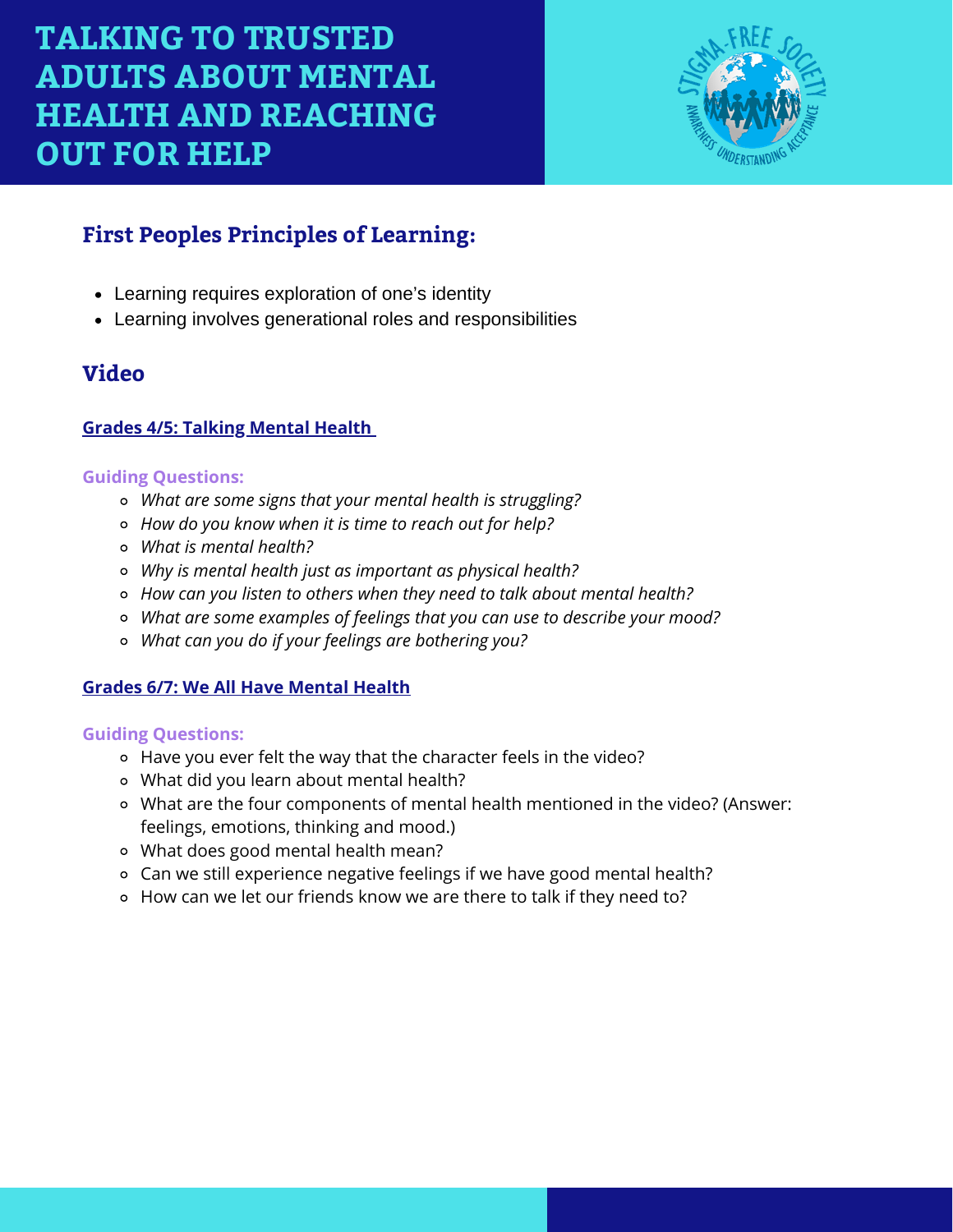# TALKING TO TRUSTED ADULTS ABOUT MENTAL HEALTH AND REACHING OUT FOR HELP

## First Peoples Principles of Learning:

- Learning requires exploration of one's identity
- Learning involves generational roles and responsibilities

## Video

### Grades 4/5: Talking Mental Health

**Guiding Questions:**

- *What are some signs that your mental health is struggling?*
- *How do you know when it is time to reach out for help?*
- *What is mental health?*
- *Why is mental health just as important as physical health?*
- *How can you listen to others when they need to talk about mental health?*
- *What are some examples of feelings that you can use to describe your mood?*
- *What can you do if your feelings are bothering you?*

### Grades 6/7: We All Have Mental Health

**Guiding Questions:**

- Have you ever felt the way that the character feels in the video?
- What did you learn about mental health?
- What are the four components of mental health mentioned in the video? (Answer: feelings, emotions, thinking and mood.)
- What does good mental health mean?
- Can we still experience negative feelings if we have good mental health?
- How can we let our friends know we are there to talk if they need to?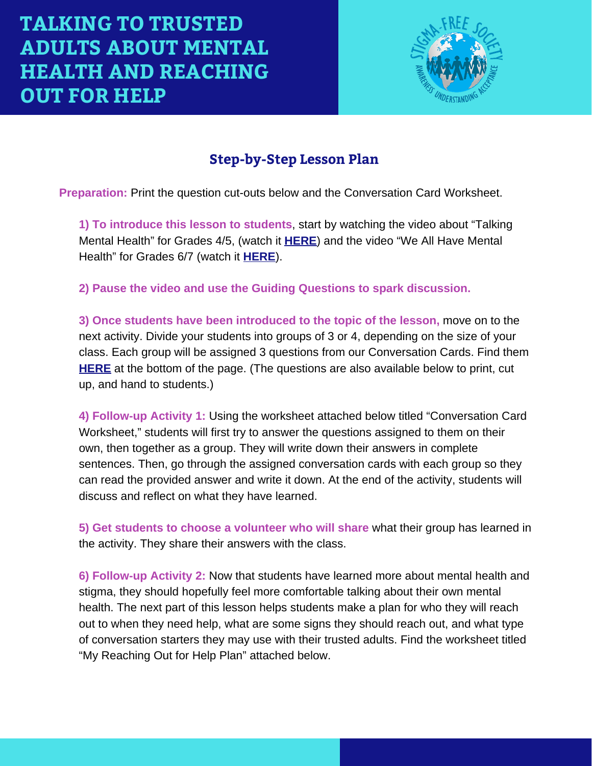# TALKING TO TRUSTED ADULTS ABOUT MENTAL HEALTH AND REACHING OUT FOR HELP

## Step-by-Step Lesson Plan

**Preparation:** Print the question cut-outs below and the Conversation Card Worksheet.

**1) To introduce this lesson to students**, start by watching the video about "Talking Mental Health" for Grades 4/5, (watch it **HERE**) and the video "We All Have Mental Health" for Grades 6/7 (watch it **HERE**).

**2) Pause the video and use the Guiding Questions to spark discussion.**

**3) Once students have been introduced to the topic of the lesson,** move on to the next activity. Divide your students into groups of 3 or 4, depending on the size of your class. Each group will be assigned 3 questions from our Conversation Cards. Find them **HERE** at the bottom of the page. (The questions are also available below to print, cut up, and hand to students.)

**4) Follow-up Activity 1:** Using the worksheet attached below titled "Conversation Card Worksheet," students will first try to answer the questions assigned to them on their own, then together as a group. They will write down their answers in complete sentences. Then, go through the assigned conversation cards with each group so they can read the provided answer and write it down. At the end of the activity, students will discuss and reflect on what they have learned.

**5) Get students to choose a volunteer who will share** what their group has learned in the activity. They share their answers with the class.

**6) Follow-up Activity 2:** Now that students have learned more about mental health and stigma, they should hopefully feel more comfortable talking about their own mental health. The next part of this lesson helps students make a plan for who they will reach out to when they need help, what are some signs they should reach out, and what type of conversation starters they may use with their trusted adults. Find the worksheet titled "My Reaching Out for Help Plan" attached below.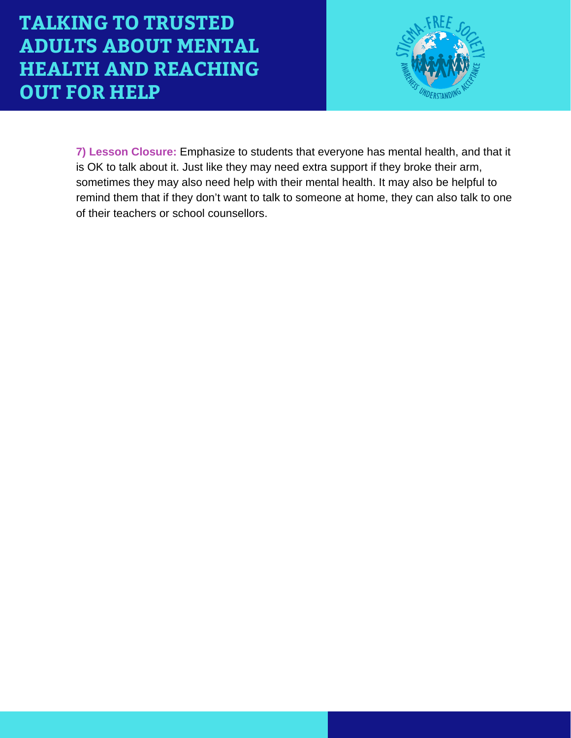**7) Lesson Closure:** Emphasize to students that everyone has mental health, and that it is OK to talk about it. Just like they may need extra support if they broke their arm, sometimes they may also need help with their mental health. It may also be helpful to remind them that if they don't want to talk to someone at home, they can also talk to one of their teachers or school counsellors.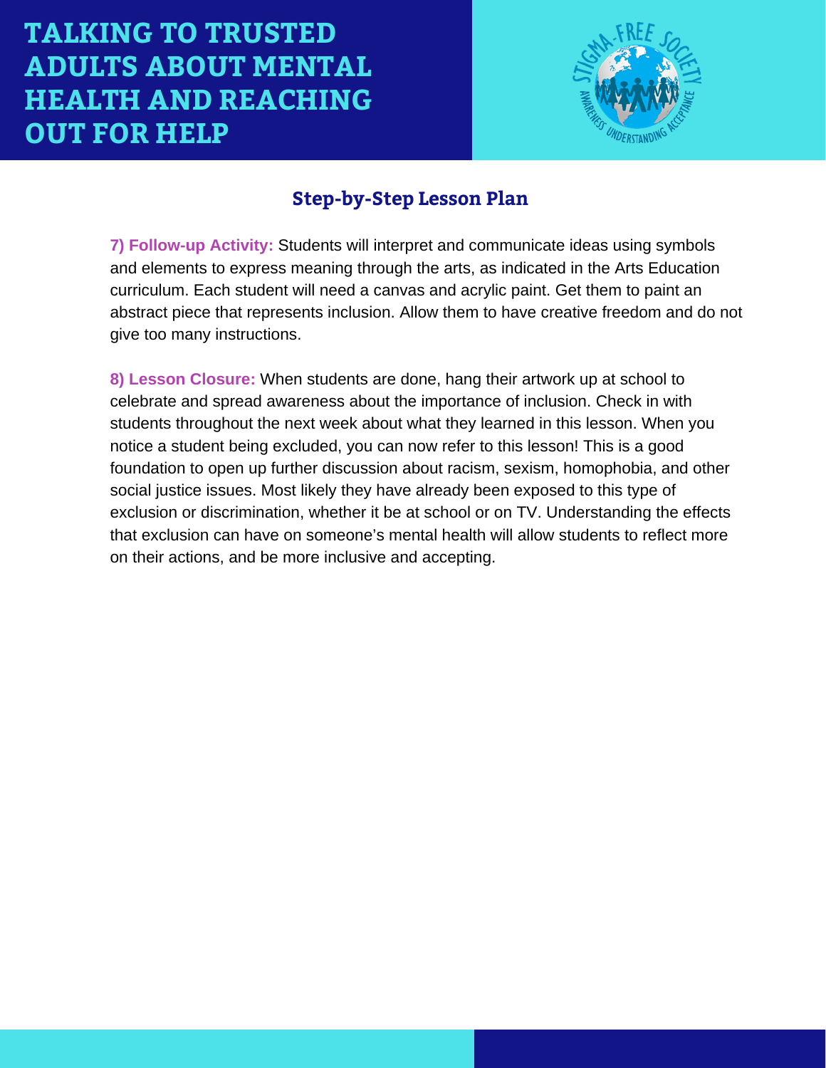# TALKING TO TRUSTED ADULTS ABOUT MENTAL HEALTH AND REACHING OUT FOR HELP

## Step-by-Step Lesson Plan

**7) Follow-up Activity:** Students will interpret and communicate ideas using symbols and elements to express meaning through the arts, as indicated in the Arts Education curriculum. Each student will need a canvas and acrylic paint. Get them to paint an abstract piece that represents inclusion. Allow them to have creative freedom and do not give too many instructions.

**8) Lesson Closure:** When students are done, hang their artwork up at school to celebrate and spread awareness about the importance of inclusion. Check in with students throughout the next week about what they learned in this lesson. When you notice a student being excluded, you can now refer to this lesson! This is a good foundation to open up further discussion about racism, sexism, homophobia, and other social justice issues. Most likely they have already been exposed to this type of exclusion or discrimination, whether it be at school or on TV. Understanding the effects that exclusion can have on someone's mental health will allow students to reflect more on their actions, and be more inclusive and accepting.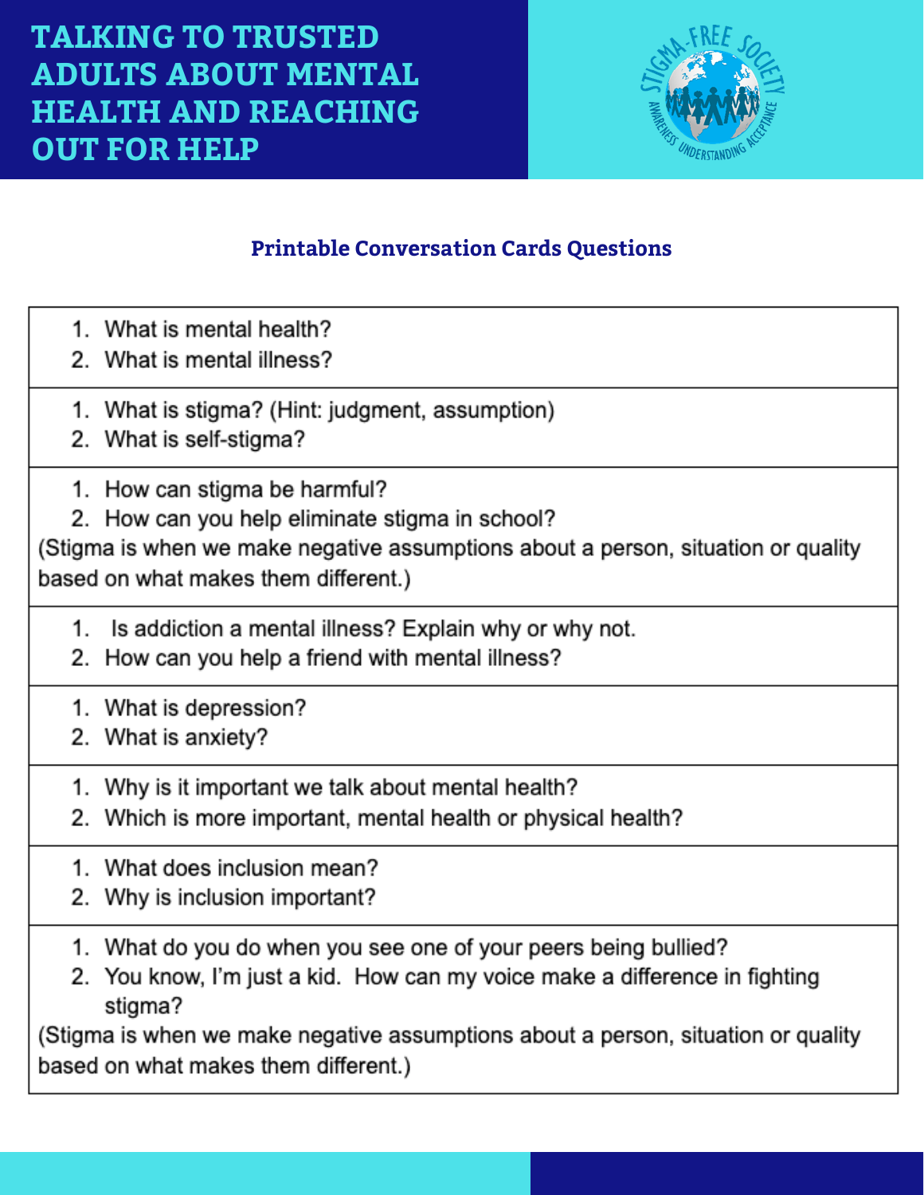# TALKING TO TRUSTED ADULTS ABOUT MENTAL HEALTH AND REACHING OUT FOR HELP

### Printable Conversation Cards Questions

---

1. What is mental health?
2. What is mental illness?

---

1. What is stigma? (Hint: judgment, assumption)
2. What is self-stigma?

---

1. How can stigma be harmful?
2. How can you help eliminate stigma in school?

(Stigma is when we make negative assumptions about a person, situation or quality based on what makes them different.)

---

1. Is addiction a mental illness? Explain why or why not.
2. How can you help a friend with mental illness?

---

1. What is depression?
2. What is anxiety?

---

1. Why is it important we talk about mental health?
2. Which is more important, mental health or physical health?

---

1. What does inclusion mean?
2. Why is inclusion important?

---

1. What do you do when you see one of your peers being bullied?
2. You know, I'm just a kid. How can my voice make a difference in fighting stigma?

(Stigma is when we make negative assumptions about a person, situation or quality based on what makes them different.)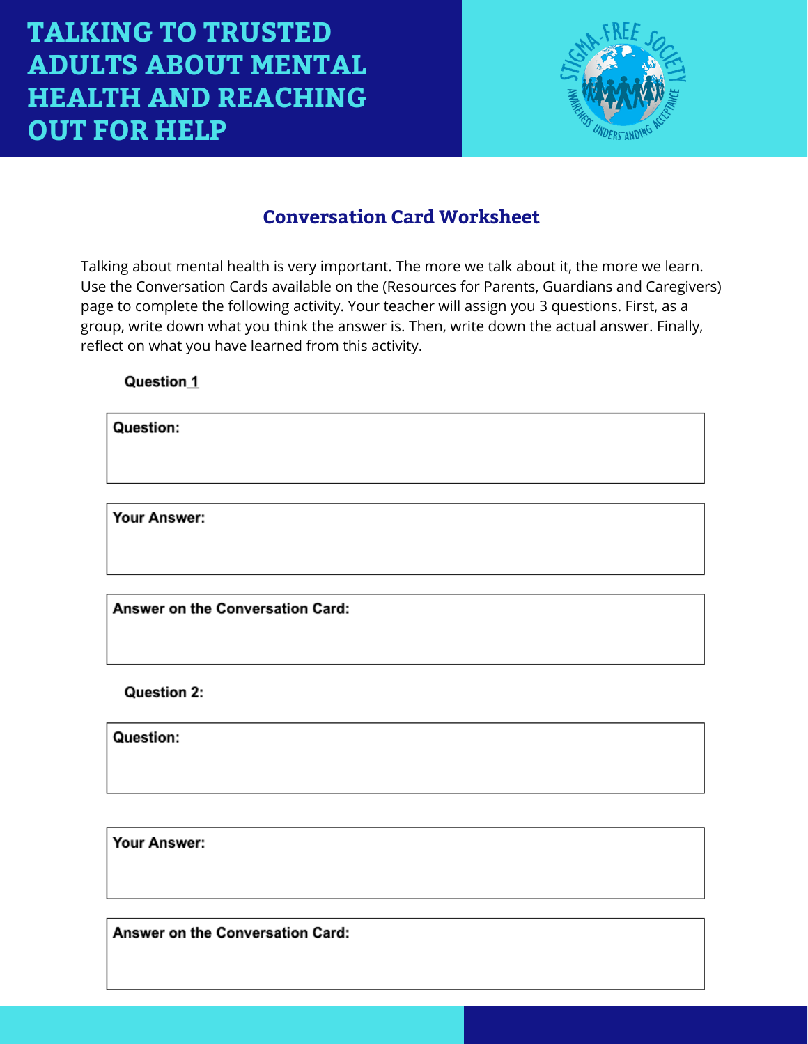# TALKING TO TRUSTED ADULTS ABOUT MENTAL HEALTH AND REACHING OUT FOR HELP

## Conversation Card Worksheet

Talking about mental health is very important. The more we talk about it, the more we learn. Use the Conversation Cards available on the (Resources for Parents, Guardians and Caregivers) page to complete the following activity. Your teacher will assign you 3 questions. First, as a group, write down what you think the answer is. Then, write down the actual answer. Finally, reflect on what you have learned from this activity.

**Question 1**

**Question:**

**Your Answer:**

**Answer on the Conversation Card:**

**Question 2:**

**Question:**

**Your Answer:**

**Answer on the Conversation Card:**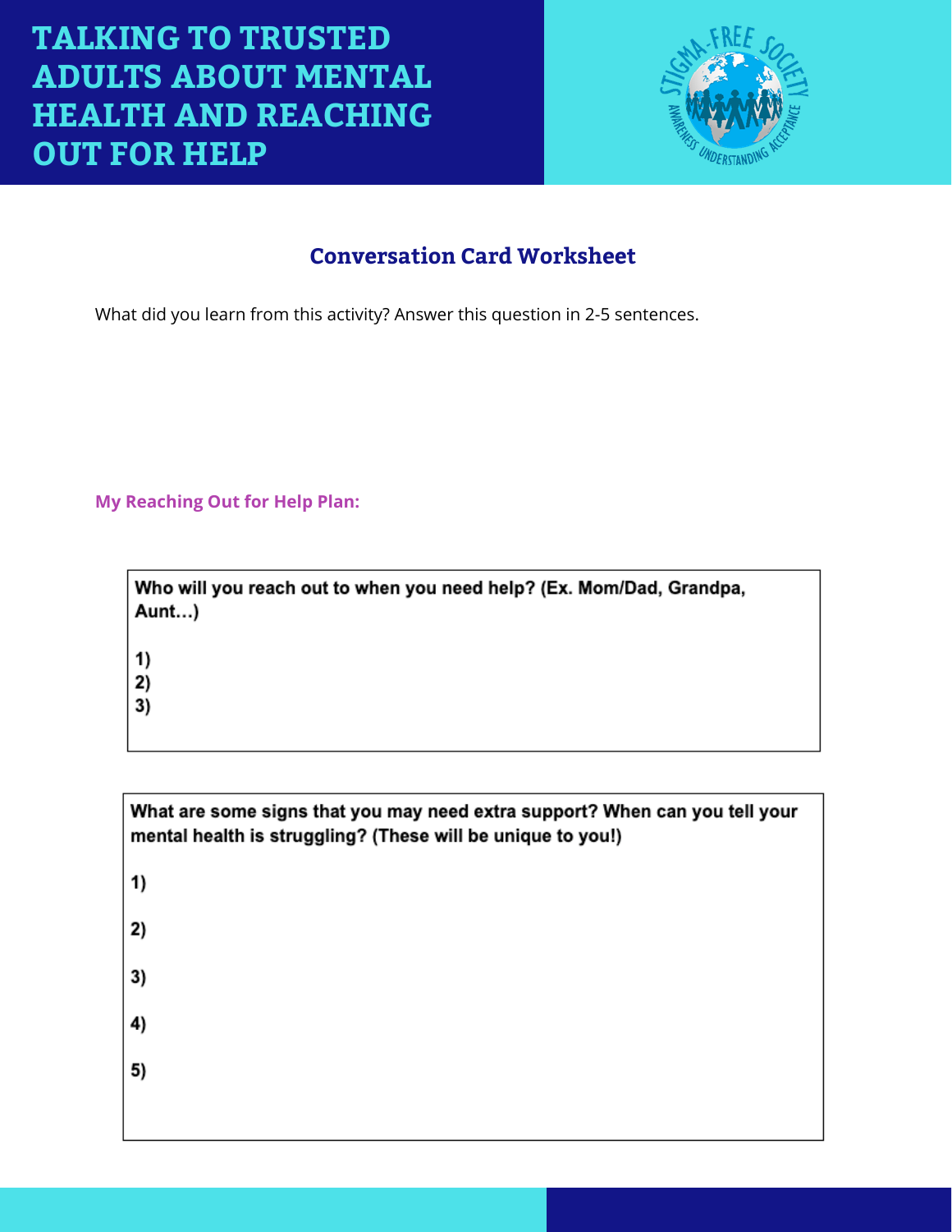# TALKING TO TRUSTED ADULTS ABOUT MENTAL HEALTH AND REACHING OUT FOR HELP

## Conversation Card Worksheet

What did you learn from this activity? Answer this question in 2-5 sentences.

**My Reaching Out for Help Plan:**

**Who will you reach out to when you need help? (Ex. Mom/Dad, Grandpa, Aunt…)**

1)
2)
3)

**What are some signs that you may need extra support? When can you tell your mental health is struggling? (These will be unique to you!)**

1)

2)

3)

4)

5)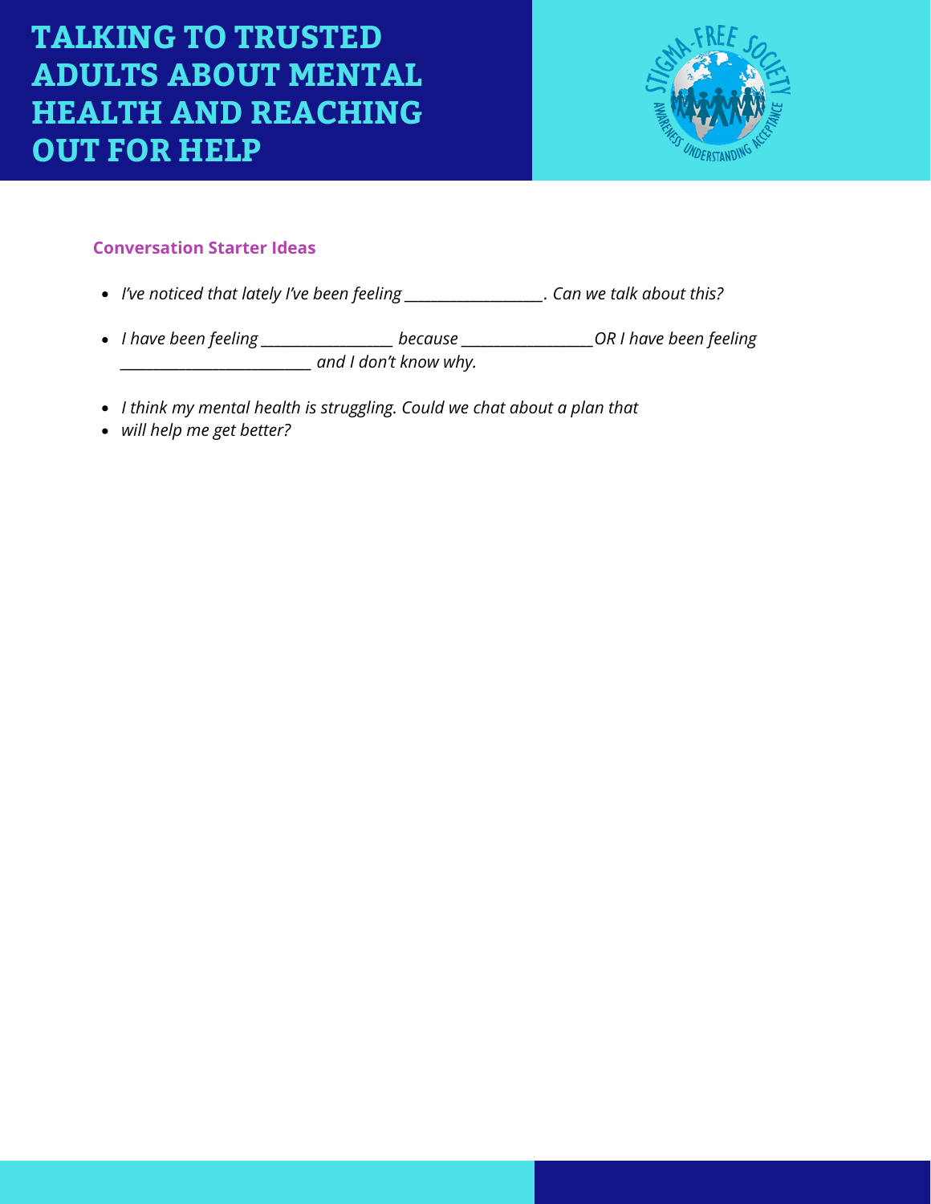# TALKING TO TRUSTED ADULTS ABOUT MENTAL HEALTH AND REACHING OUT FOR HELP

**Conversation Starter Ideas**

- *I've noticed that lately I've been feeling ___________________. Can we talk about this?*
- *I have been feeling __________________ because __________________OR I have been feeling __________________________ and I don't know why.*
- *I think my mental health is struggling. Could we chat about a plan that*
- *will help me get better?*